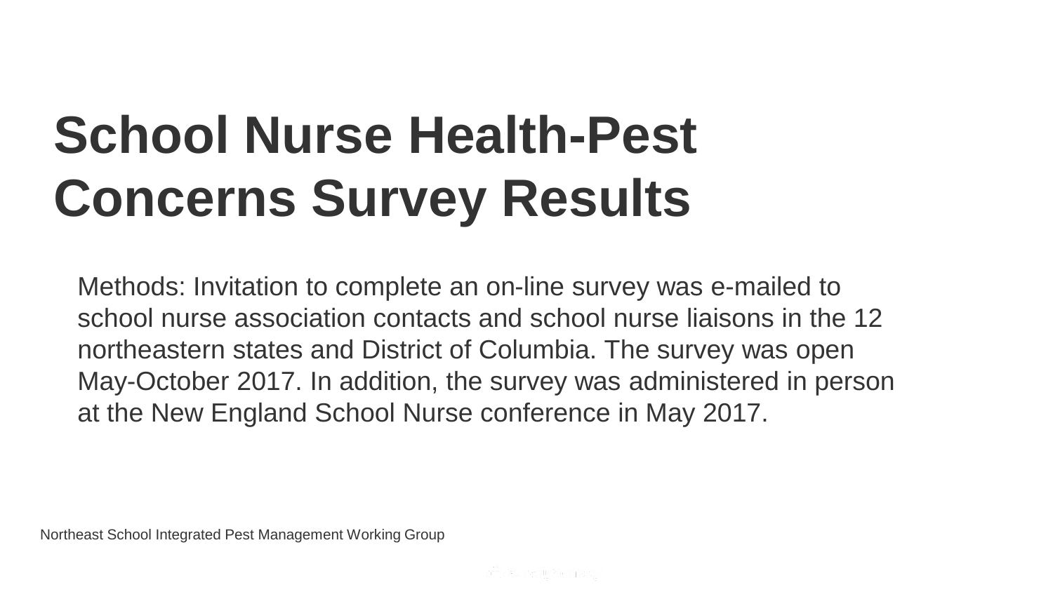# School Nurse Health-Pest Concerns Survey Results

Methods: Invitation to complete an on-line survey was e-mailed to school nurse association contacts and school nurse liaisons in the 12 northeastern states and District of Columbia. The survey was open May-October 2017. In addition, the survey was administered in person at the New England School Nurse conference in May 2017.

Northeast School Integrated Pest Management Working Group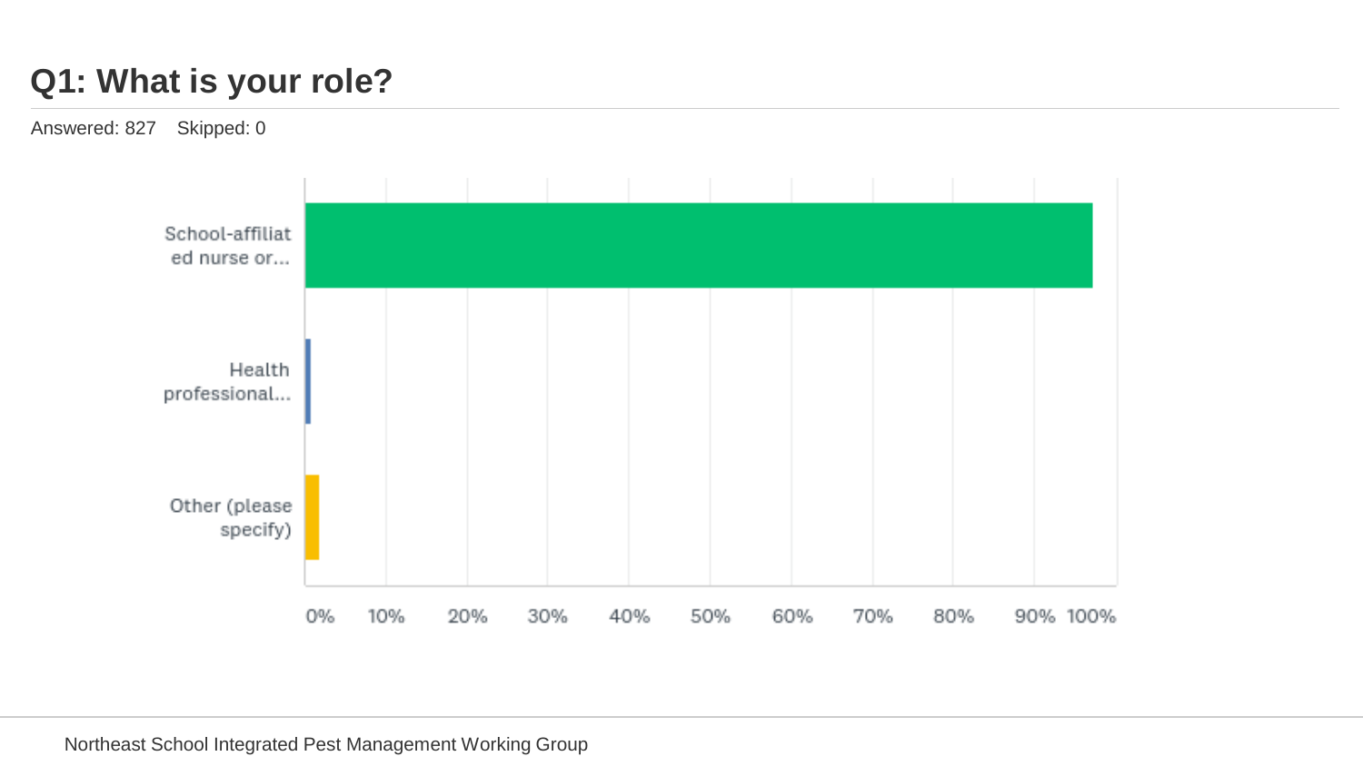## Q1: What is your role?

Answered: 827 Skipped: 0

School-affiliated nurse or...

Health professional...

Other (please specify)

0% 10% 20% 30% 40% 50% 60% 70% 80% 90% 100%

Northeast School Integrated Pest Management Working Group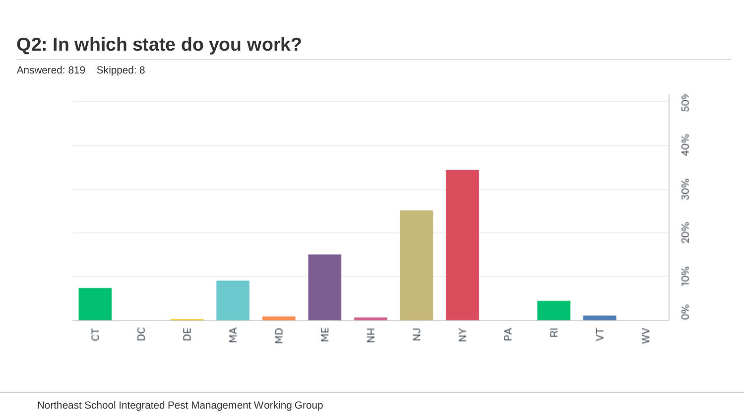# Q2: In which state do you work?

Answered: 819 Skipped: 8

50%
40%
30%
20%
10%
0%

CT DC DE MA MD ME NH NJ NY PA RI VT WV

Northeast School Integrated Pest Management Working Group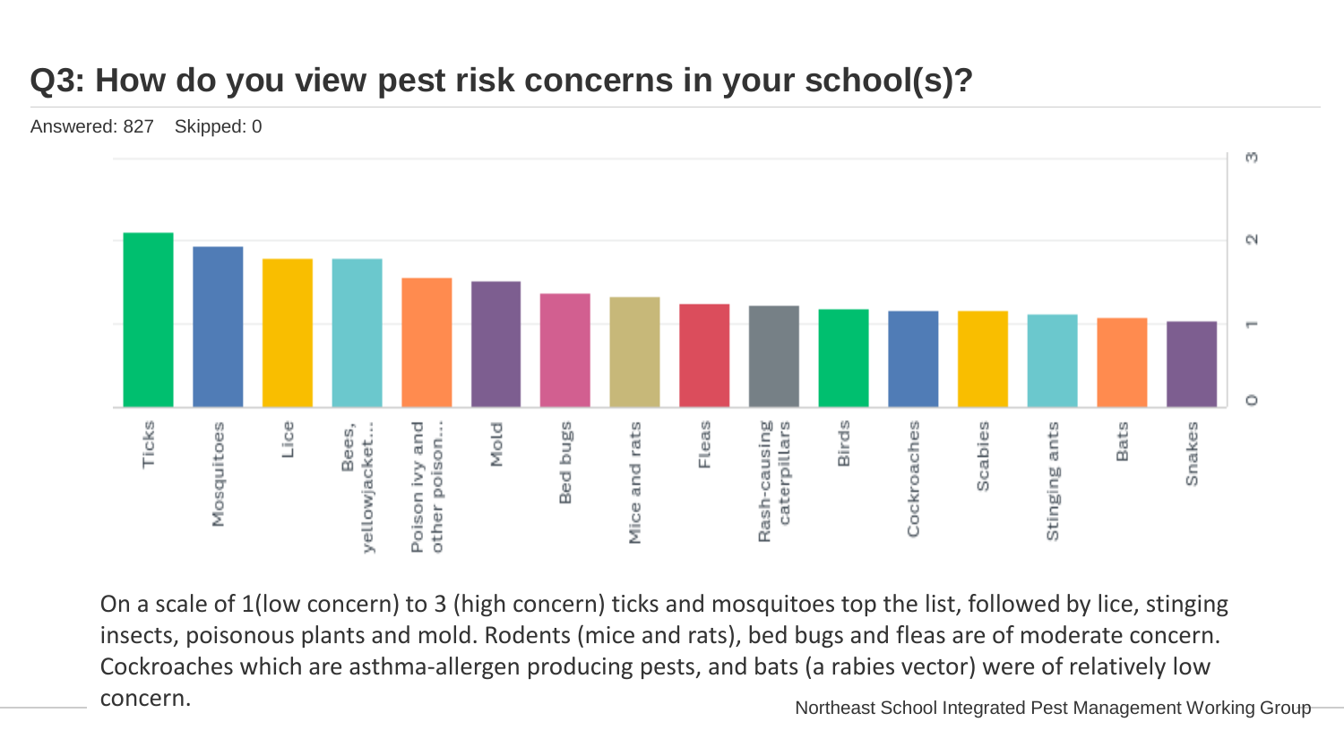## Q3: How do you view pest risk concerns in your school(s)?

Answered: 827 Skipped: 0

| Pest | Approximate rating (1–3 scale) |
|---|---|
| Ticks | ~2.1 |
| Mosquitoes | ~1.9 |
| Lice | ~1.8 |
| Bees, yellowjacket… | ~1.8 |
| Poison ivy and other poison… | ~1.55 |
| Mold | ~1.5 |
| Bed bugs | ~1.35 |
| Mice and rats | ~1.3 |
| Fleas | ~1.25 |
| Rash-causing caterpillars | ~1.2 |
| Birds | ~1.2 |
| Cockroaches | ~1.15 |
| Scabies | ~1.15 |
| Stinging ants | ~1.1 |
| Bats | ~1.1 |
| Snakes | ~1.05 |

On a scale of 1(low concern) to 3 (high concern) ticks and mosquitoes top the list, followed by lice, stinging insects, poisonous plants and mold. Rodents (mice and rats), bed bugs and fleas are of moderate concern. Cockroaches which are asthma-allergen producing pests, and bats (a rabies vector) were of relatively low concern.

Northeast School Integrated Pest Management Working Group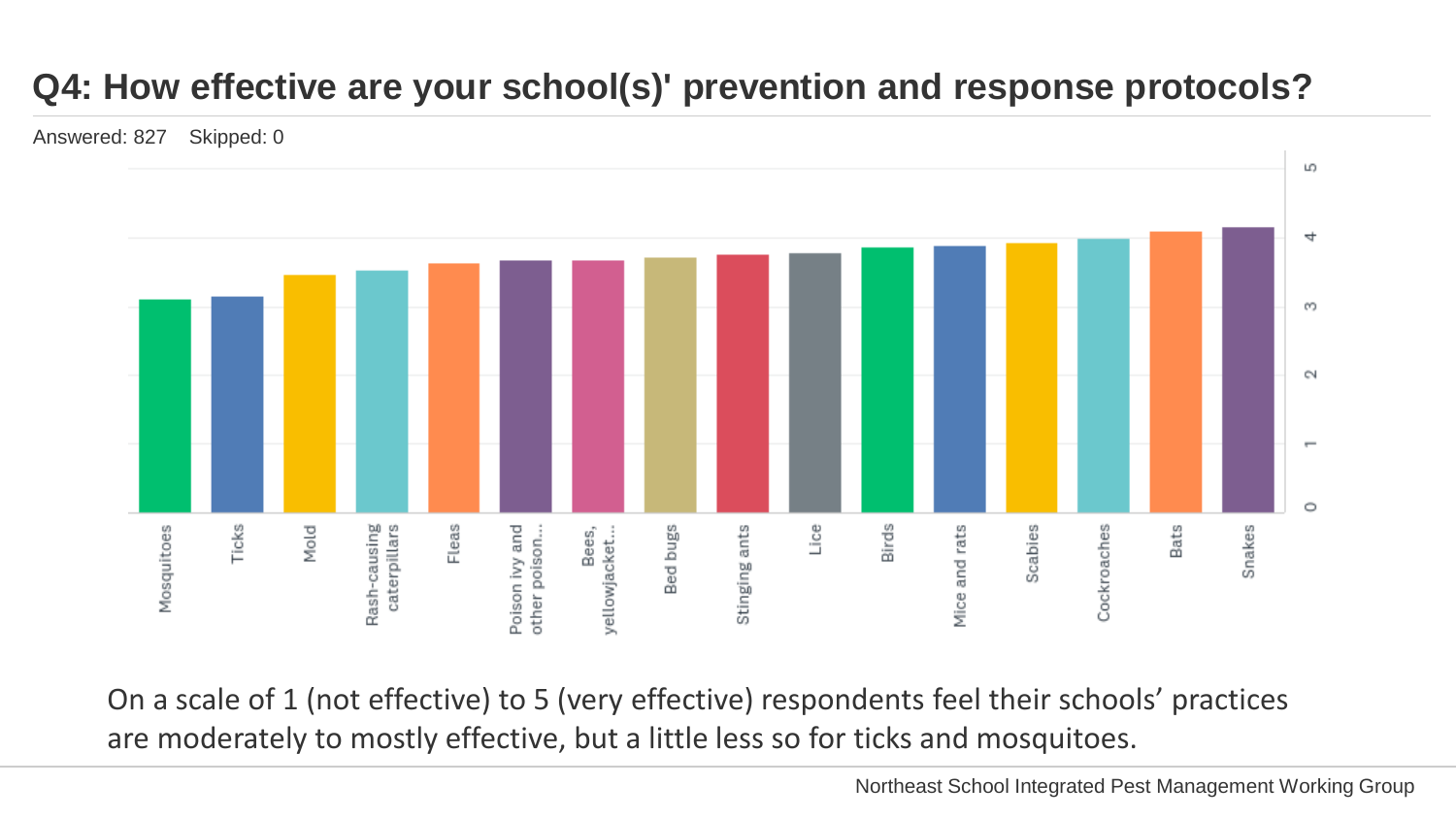## Q4: How effective are your school(s)' prevention and response protocols?

Answered: 827 Skipped: 0

Mosquitoes, Ticks, Mold, Rash-causing caterpillars, Fleas, Poison ivy and other poison..., Bees, yellowjacket..., Bed bugs, Stinging ants, Lice, Birds, Mice and rats, Scabies, Cockroaches, Bats, Snakes

On a scale of 1 (not effective) to 5 (very effective) respondents feel their schools' practices are moderately to mostly effective, but a little less so for ticks and mosquitoes.

Northeast School Integrated Pest Management Working Group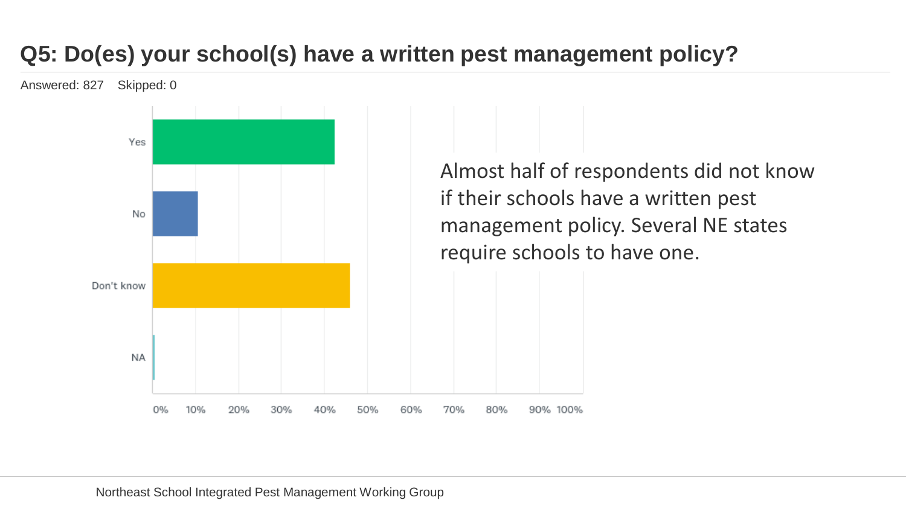## Q5: Do(es) your school(s) have a written pest management policy?

Answered: 827 Skipped: 0

Yes

No

Don't know

NA

0% 10% 20% 30% 40% 50% 60% 70% 80% 90% 100%

Almost half of respondents did not know if their schools have a written pest management policy. Several NE states require schools to have one.

Northeast School Integrated Pest Management Working Group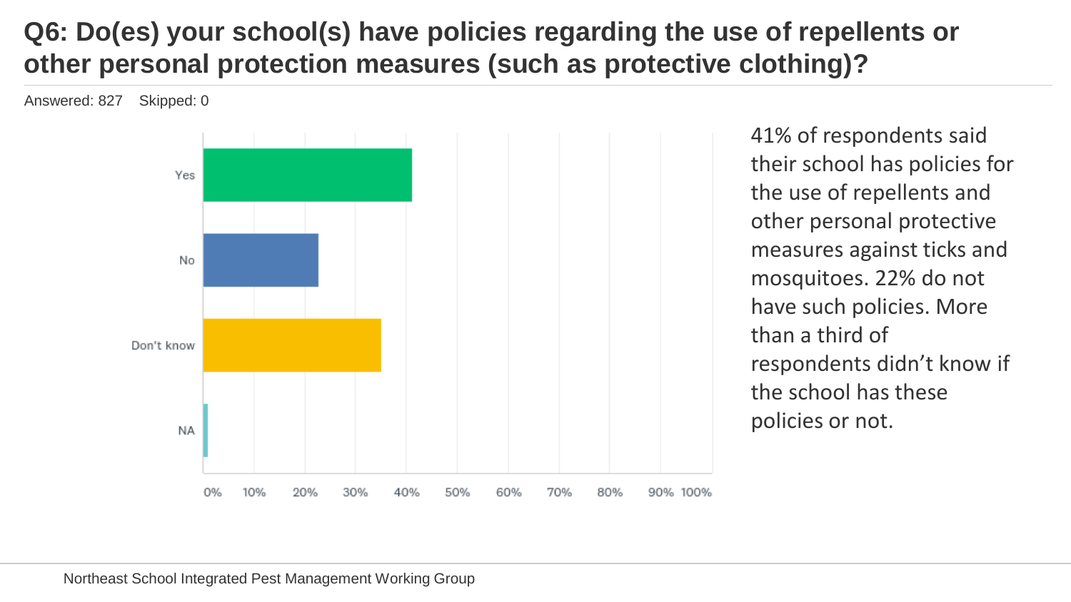# Q6: Do(es) your school(s) have policies regarding the use of repellents or other personal protection measures (such as protective clothing)?

Answered: 827 Skipped: 0

| Response | Approx. % |
|---|---|
| Yes | 41% |
| No | 22% |
| Don't know | 35% |
| NA | 1% |

41% of respondents said their school has policies for the use of repellents and other personal protective measures against ticks and mosquitoes. 22% do not have such policies. More than a third of respondents didn't know if the school has these policies or not.

Northeast School Integrated Pest Management Working Group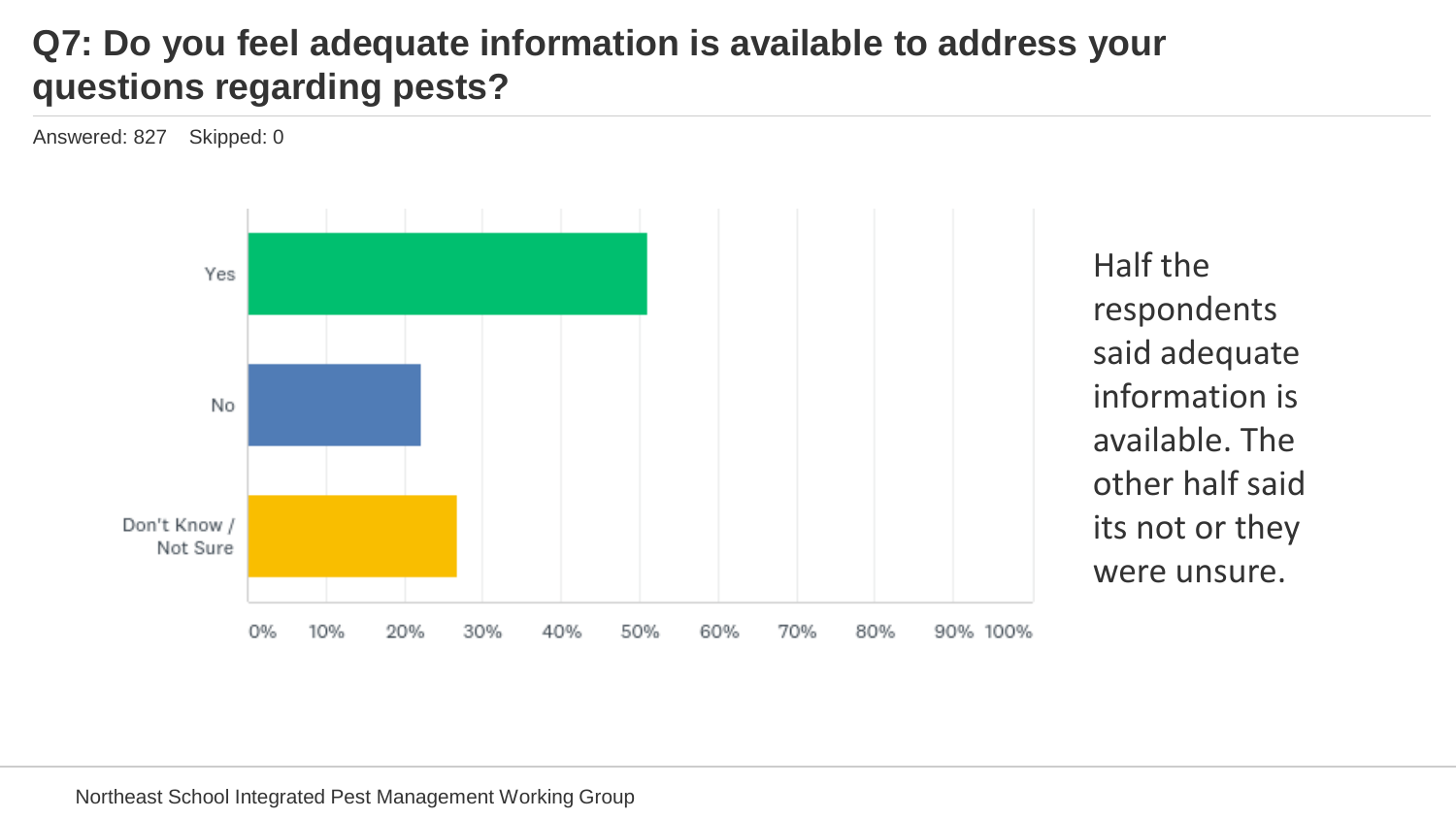# Q7: Do you feel adequate information is available to address your questions regarding pests?

Answered: 827 Skipped: 0

Yes

No

Don't Know / Not Sure

0% 10% 20% 30% 40% 50% 60% 70% 80% 90% 100%

Half the respondents said adequate information is available. The other half said its not or they were unsure.

Northeast School Integrated Pest Management Working Group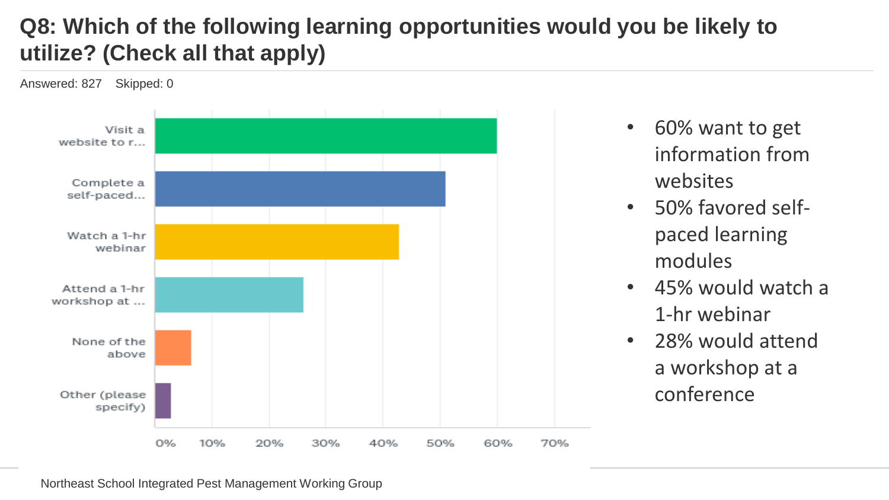## Q8: Which of the following learning opportunities would you be likely to utilize? (Check all that apply)

Answered: 827 Skipped: 0

| Response | Approx. % |
| --- | --- |
| Visit a website to r... | 60% |
| Complete a self-paced... | 51% |
| Watch a 1-hr webinar | 43% |
| Attend a 1-hr workshop at ... | 26% |
| None of the above | 6% |
| Other (please specify) | 3% |

- 60% want to get information from websites
- 50% favored self-paced learning modules
- 45% would watch a 1-hr webinar
- 28% would attend a workshop at a conference

Northeast School Integrated Pest Management Working Group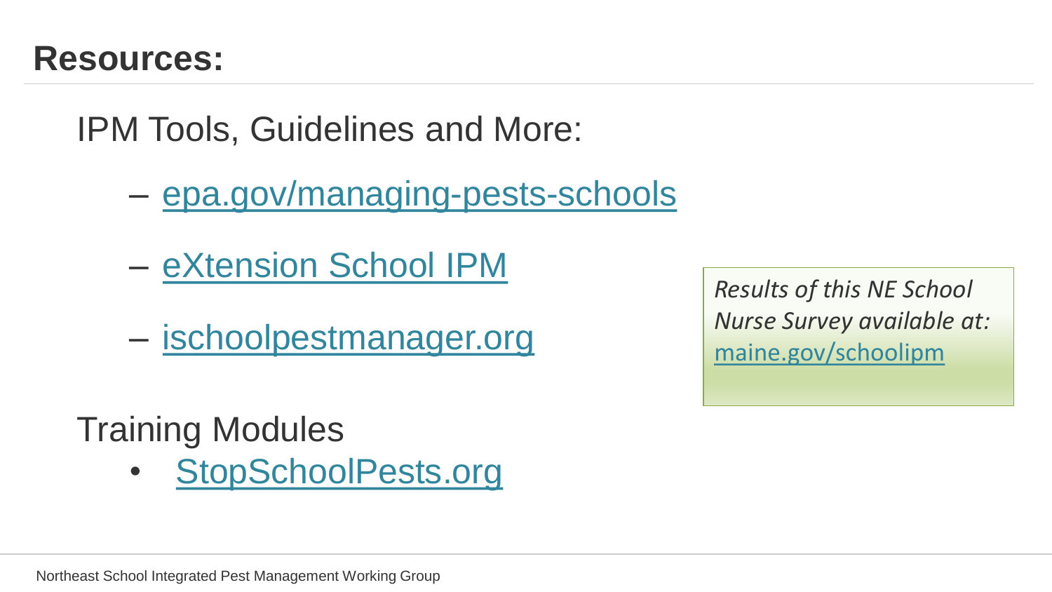# Resources:

IPM Tools, Guidelines and More:

- epa.gov/managing-pests-schools
- eXtension School IPM
- ischoolpestmanager.org

Training Modules

- StopSchoolPests.org

*Results of this NE School Nurse Survey available at:* maine.gov/schoolipm

Northeast School Integrated Pest Management Working Group